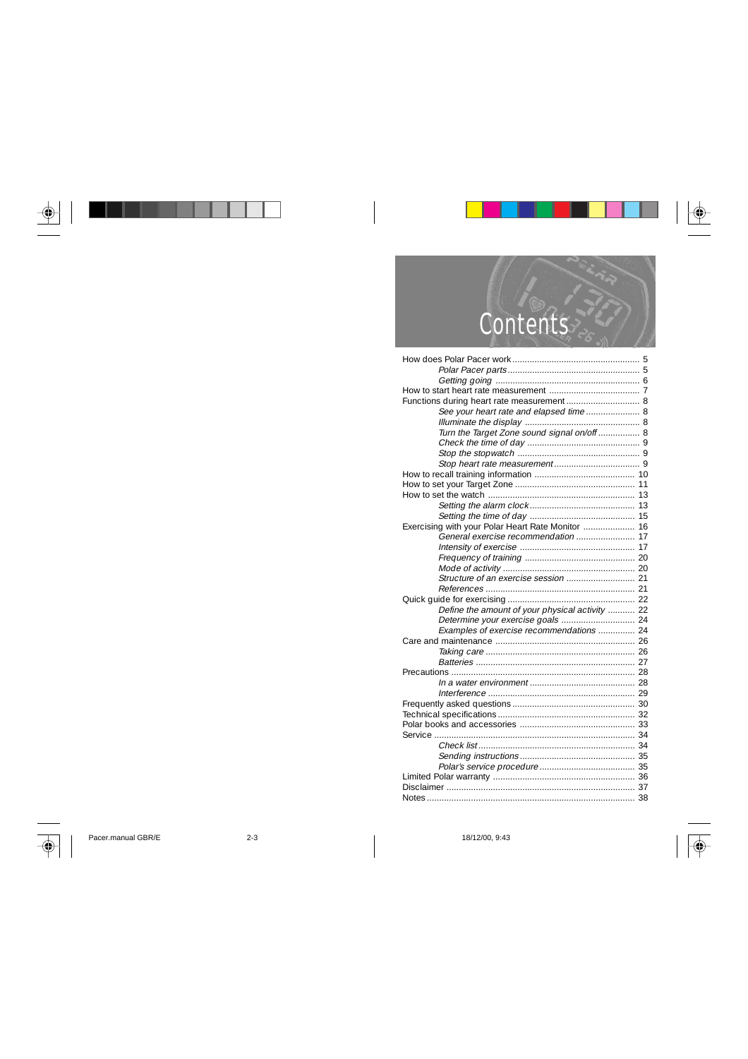# Contents

How does Polar Pacer work .................................................... 5

*Polar Pacer parts* ...................................................... 5

*Getting going* ........................................................... 6

How to start heart rate measurement ..................................... 7

Functions during heart rate measurement .............................. 8

*See your heart rate and elapsed time* ...................... 8

*Illuminate the display* ............................................... 8

*Turn the Target Zone sound signal on/off* ................. 8

*Check the time of day* .............................................. 9

*Stop the stopwatch* .................................................. 9

*Stop heart rate measurement* ................................... 9

How to recall training information ......................................... 10

How to set your Target Zone ................................................. 11

How to set the watch ............................................................ 13

*Setting the alarm clock* ........................................... 13

*Setting the time of day* ........................................... 15

Exercising with your Polar Heart Rate Monitor ..................... 16

*General exercise recommendation* ......................... 17

*Intensity of exercise* ............................................... 17

*Frequency of training* ............................................. 20

*Mode of activity* ...................................................... 20

*Structure of an exercise session* ............................ 21

*References* ............................................................. 21

Quick guide for exercising ..................................................... 22

*Define the amount of your physical activity* ........... 22

*Determine your exercise goals* .............................. 24

*Examples of exercise recommendations* ............... 24

Care and maintenance ......................................................... 26

*Taking care* ............................................................. 26

*Batteries* ................................................................. 27

Precautions ........................................................................... 28

*In a water environment* ........................................... 28

*Interference* ............................................................ 29

Frequently asked questions .................................................. 30

Technical specifications ........................................................ 32

Polar books and accessories ............................................... 33

Service .................................................................................. 34

*Check list* ................................................................ 34

*Sending instructions* ............................................... 35

*Polar's service procedure* ....................................... 35

Limited Polar warranty .......................................................... 36

Disclaimer ............................................................................. 37

Notes ..................................................................................... 38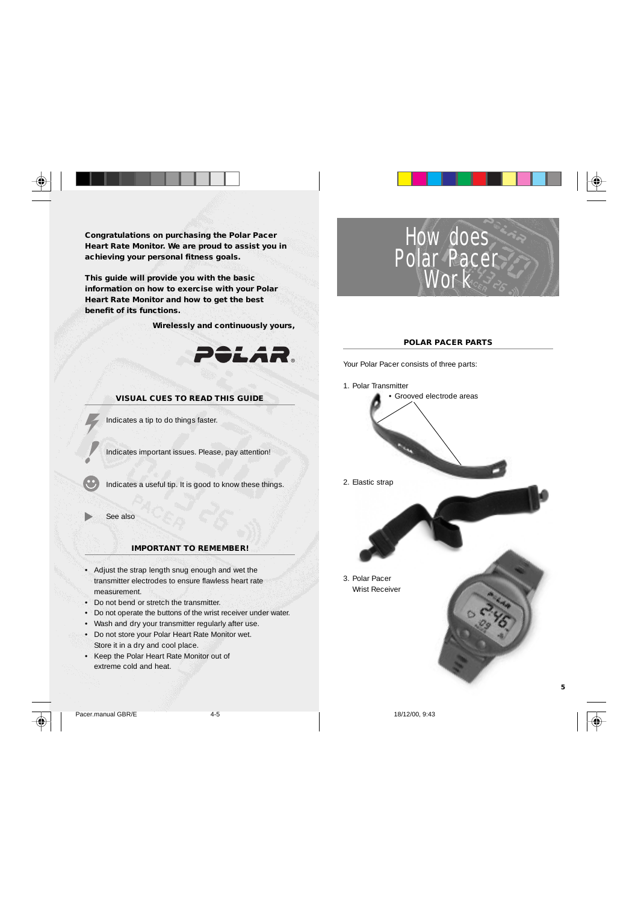**Congratulations on purchasing the Polar Pacer Heart Rate Monitor. We are proud to assist you in achieving your personal fitness goals.**

**This guide will provide you with the basic information on how to exercise with your Polar Heart Rate Monitor and how to get the best benefit of its functions.**

**Wirelessly and continuously yours,**

POLAR®

## VISUAL CUES TO READ THIS GUIDE

Indicates a tip to do things faster.

Indicates important issues. Please, pay attention!

Indicates a useful tip. It is good to know these things.

See also

## IMPORTANT TO REMEMBER!

- Adjust the strap length snug enough and wet the transmitter electrodes to ensure flawless heart rate measurement.
- Do not bend or stretch the transmitter.
- Do not operate the buttons of the wrist receiver under water.
- Wash and dry your transmitter regularly after use.
- Do not store your Polar Heart Rate Monitor wet. Store it in a dry and cool place.
- Keep the Polar Heart Rate Monitor out of extreme cold and heat.

# How does Polar Pacer Work

## POLAR PACER PARTS

Your Polar Pacer consists of three parts:

1. Polar Transmitter
   - Grooved electrode areas
2. Elastic strap
3. Polar Pacer Wrist Receiver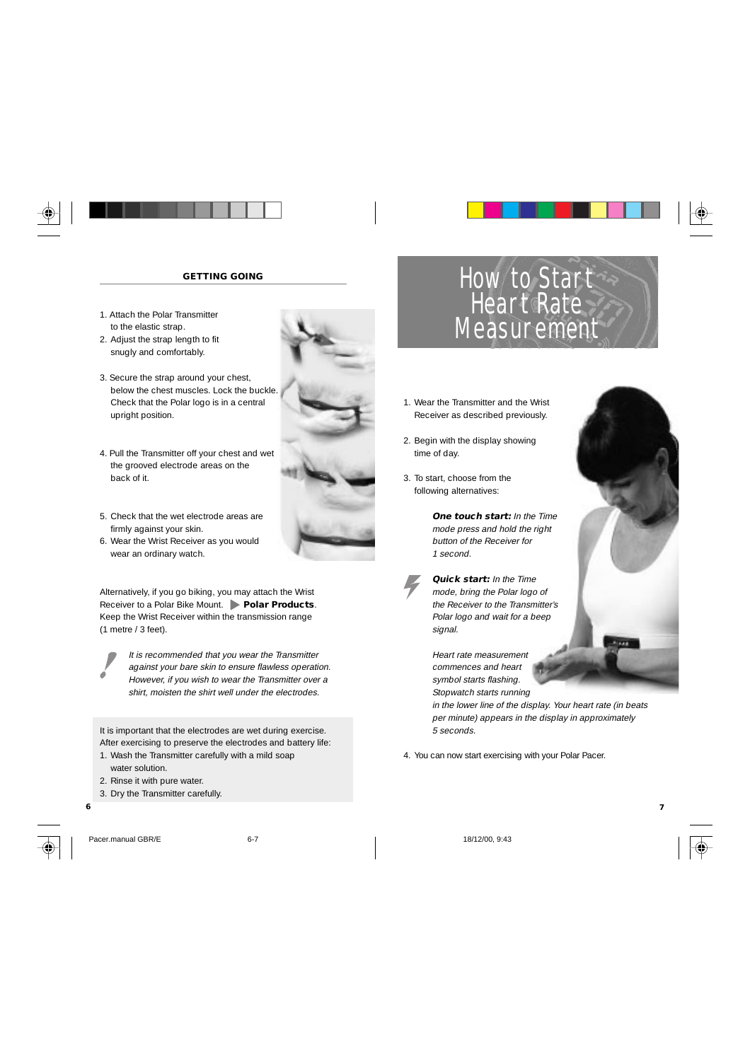## GETTING GOING

1. Attach the Polar Transmitter to the elastic strap.
2. Adjust the strap length to fit snugly and comfortably.
3. Secure the strap around your chest, below the chest muscles. Lock the buckle. Check that the Polar logo is in a central upright position.
4. Pull the Transmitter off your chest and wet the grooved electrode areas on the back of it.
5. Check that the wet electrode areas are firmly against your skin.
6. Wear the Wrist Receiver as you would wear an ordinary watch.

Alternatively, if you go biking, you may attach the Wrist Receiver to a Polar Bike Mount. ▶ **Polar Products**. Keep the Wrist Receiver within the transmission range (1 metre / 3 feet).

*It is recommended that you wear the Transmitter against your bare skin to ensure flawless operation. However, if you wish to wear the Transmitter over a shirt, moisten the shirt well under the electrodes.*

It is important that the electrodes are wet during exercise. After exercising to preserve the electrodes and battery life:

1. Wash the Transmitter carefully with a mild soap water solution.
2. Rinse it with pure water.
3. Dry the Transmitter carefully.

# How to Start Heart Rate Measurement

1. Wear the Transmitter and the Wrist Receiver as described previously.
2. Begin with the display showing time of day.
3. To start, choose from the following alternatives:

   ***One touch start:*** *In the Time mode press and hold the right button of the Receiver for 1 second.*

   ***Quick start:*** *In the Time mode, bring the Polar logo of the Receiver to the Transmitter's Polar logo and wait for a beep signal.*

   *Heart rate measurement commences and heart symbol starts flashing. Stopwatch starts running in the lower line of the display. Your heart rate (in beats per minute) appears in the display in approximately 5 seconds.*

4. You can now start exercising with your Polar Pacer.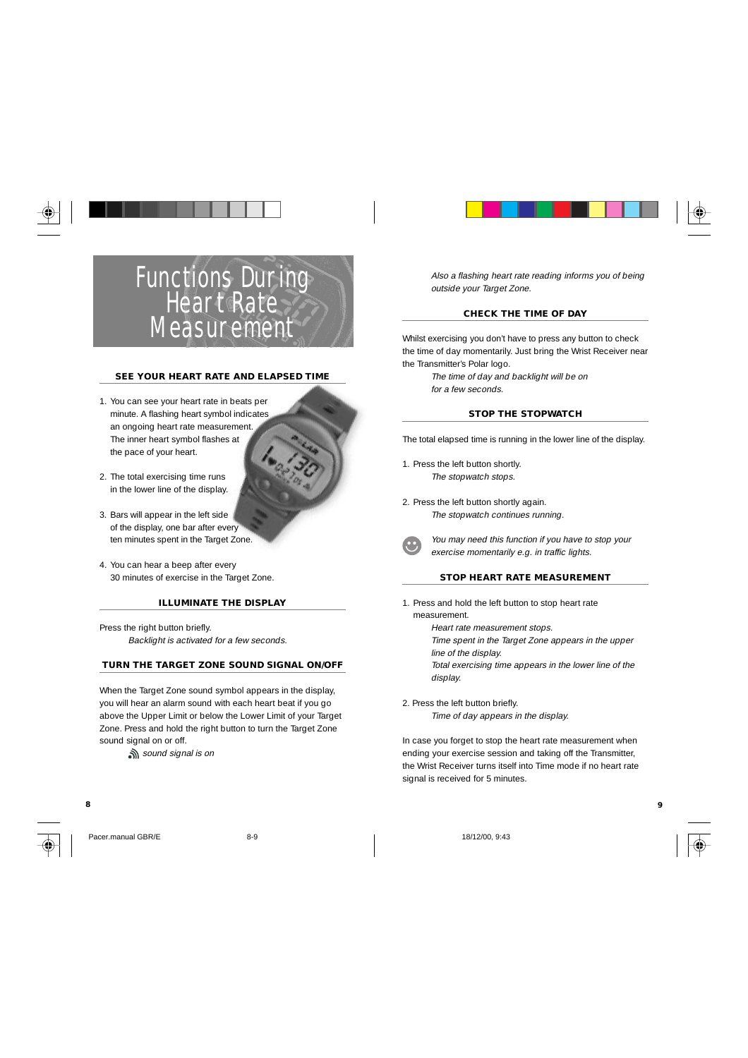# Functions During Heart Rate Measurement

### SEE YOUR HEART RATE AND ELAPSED TIME

1. You can see your heart rate in beats per minute. A flashing heart symbol indicates an ongoing heart rate measurement. The inner heart symbol flashes at the pace of your heart.

2. The total exercising time runs in the lower line of the display.

3. Bars will appear in the left side of the display, one bar after every ten minutes spent in the Target Zone.

4. You can hear a beep after every 30 minutes of exercise in the Target Zone.

### ILLUMINATE THE DISPLAY

Press the right button briefly.

*Backlight is activated for a few seconds.*

### TURN THE TARGET ZONE SOUND SIGNAL ON/OFF

When the Target Zone sound symbol appears in the display, you will hear an alarm sound with each heart beat if you go above the Upper Limit or below the Lower Limit of your Target Zone. Press and hold the right button to turn the Target Zone sound signal on or off.

*sound signal is on*

*Also a flashing heart rate reading informs you of being outside your Target Zone.*

### CHECK THE TIME OF DAY

Whilst exercising you don't have to press any button to check the time of day momentarily. Just bring the Wrist Receiver near the Transmitter's Polar logo.

*The time of day and backlight will be on for a few seconds.*

### STOP THE STOPWATCH

The total elapsed time is running in the lower line of the display.

1. Press the left button shortly.
   *The stopwatch stops.*

2. Press the left button shortly again.
   *The stopwatch continues running.*

*You may need this function if you have to stop your exercise momentarily e.g. in traffic lights.*

### STOP HEART RATE MEASUREMENT

1. Press and hold the left button to stop heart rate measurement.
   *Heart rate measurement stops.*
   *Time spent in the Target Zone appears in the upper line of the display.*
   *Total exercising time appears in the lower line of the display.*

2. Press the left button briefly.
   *Time of day appears in the display.*

In case you forget to stop the heart rate measurement when ending your exercise session and taking off the Transmitter, the Wrist Receiver turns itself into Time mode if no heart rate signal is received for 5 minutes.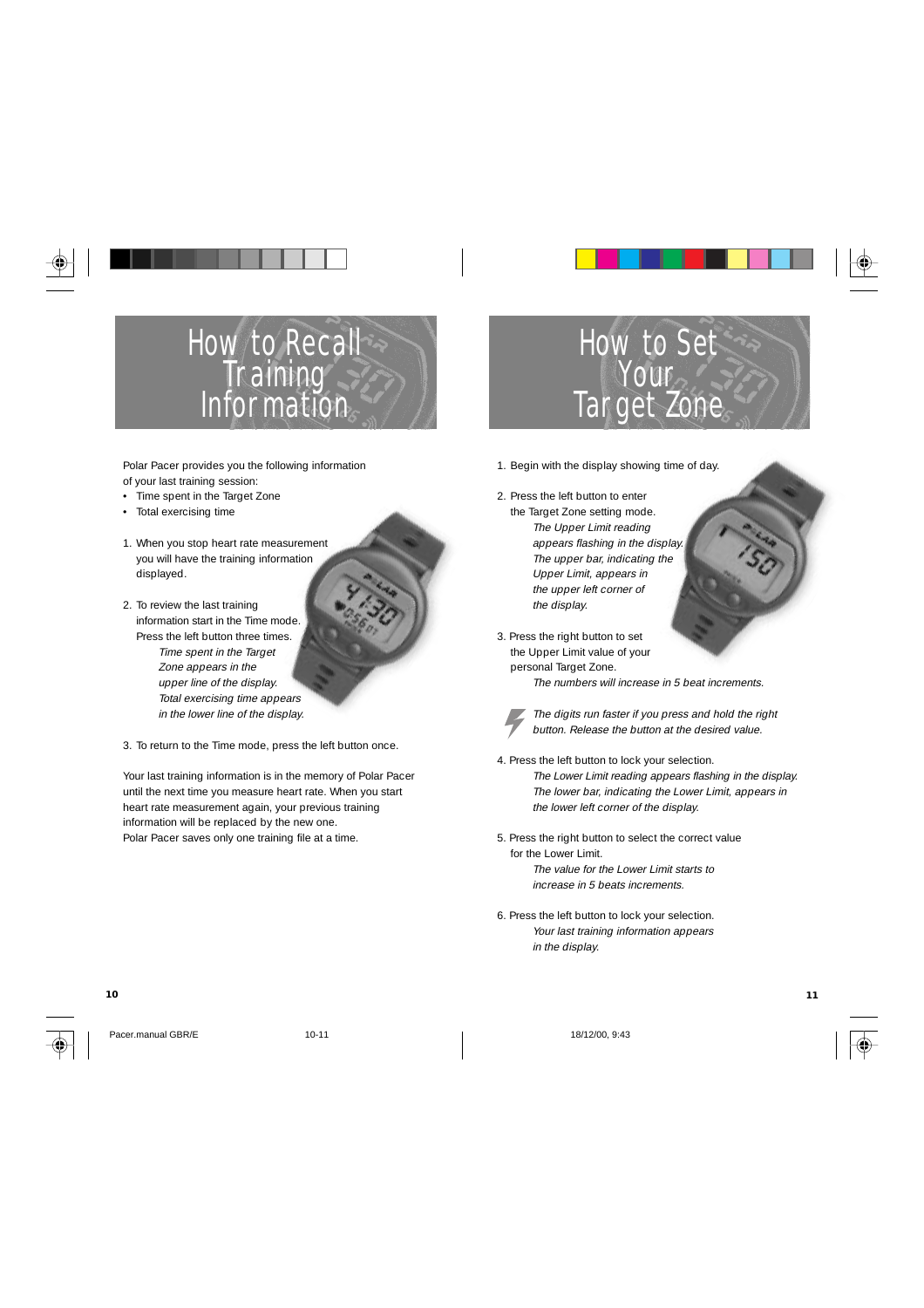# How to Recall Training Information

Polar Pacer provides you the following information of your last training session:

- Time spent in the Target Zone
- Total exercising time

1. When you stop heart rate measurement you will have the training information displayed.

2. To review the last training information start in the Time mode. Press the left button three times.
   *Time spent in the Target Zone appears in the upper line of the display. Total exercising time appears in the lower line of the display.*

3. To return to the Time mode, press the left button once.

Your last training information is in the memory of Polar Pacer until the next time you measure heart rate. When you start heart rate measurement again, your previous training information will be replaced by the new one.
Polar Pacer saves only one training file at a time.

# How to Set Your Target Zone

1. Begin with the display showing time of day.

2. Press the left button to enter the Target Zone setting mode.
   *The Upper Limit reading appears flashing in the display. The upper bar, indicating the Upper Limit, appears in the upper left corner of the display.*

3. Press the right button to set the Upper Limit value of your personal Target Zone.
   *The numbers will increase in 5 beat increments.*

   *The digits run faster if you press and hold the right button. Release the button at the desired value.*

4. Press the left button to lock your selection.
   *The Lower Limit reading appears flashing in the display. The lower bar, indicating the Lower Limit, appears in the lower left corner of the display.*

5. Press the right button to select the correct value for the Lower Limit.
   *The value for the Lower Limit starts to increase in 5 beats increments.*

6. Press the left button to lock your selection.
   *Your last training information appears in the display.*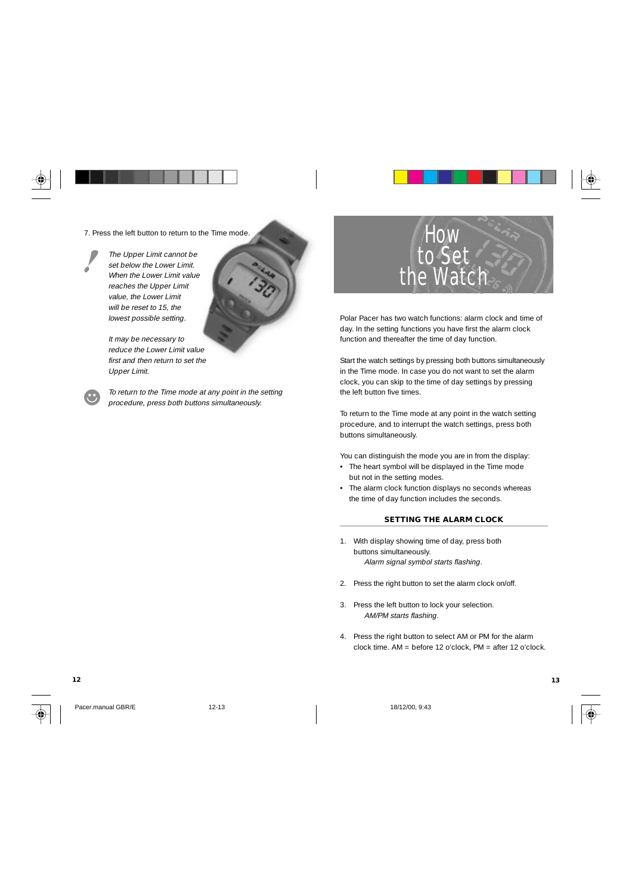7. Press the left button to return to the Time mode.

*The Upper Limit cannot be set below the Lower Limit. When the Lower Limit value reaches the Upper Limit value, the Lower Limit will be reset to 15, the lowest possible setting.*

*It may be necessary to reduce the Lower Limit value first and then return to set the Upper Limit.*

*To return to the Time mode at any point in the setting procedure, press both buttons simultaneously.*

# How to Set the Watch

Polar Pacer has two watch functions: alarm clock and time of day. In the setting functions you have first the alarm clock function and thereafter the time of day function.

Start the watch settings by pressing both buttons simultaneously in the Time mode. In case you do not want to set the alarm clock, you can skip to the time of day settings by pressing the left button five times.

To return to the Time mode at any point in the watch setting procedure, and to interrupt the watch settings, press both buttons simultaneously.

You can distinguish the mode you are in from the display:

- The heart symbol will be displayed in the Time mode but not in the setting modes.
- The alarm clock function displays no seconds whereas the time of day function includes the seconds.

## SETTING THE ALARM CLOCK

1. With display showing time of day, press both buttons simultaneously.
   *Alarm signal symbol starts flashing.*

2. Press the right button to set the alarm clock on/off.

3. Press the left button to lock your selection.
   *AM/PM starts flashing.*

4. Press the right button to select AM or PM for the alarm clock time. AM = before 12 o'clock, PM = after 12 o'clock.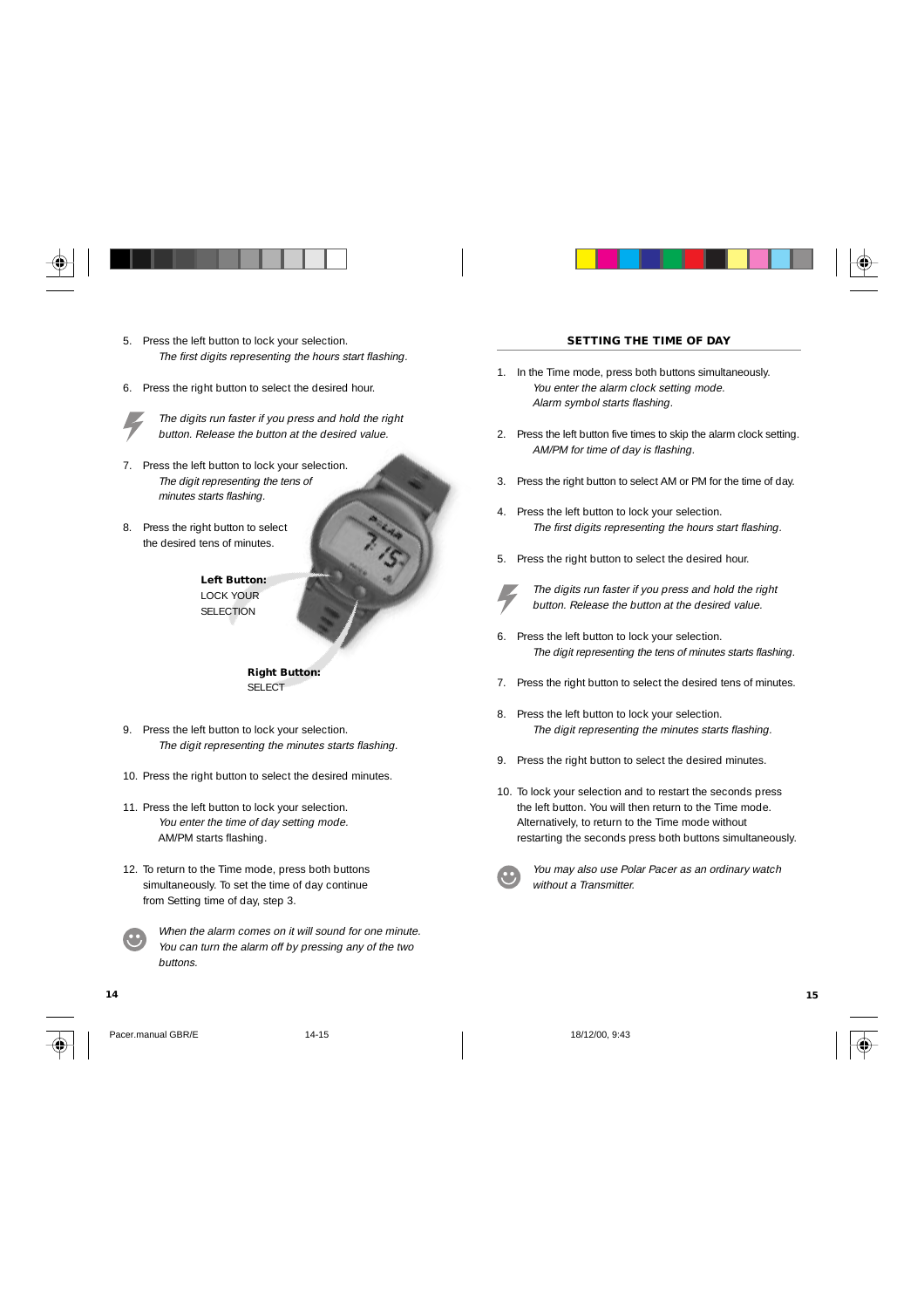5. Press the left button to lock your selection.
   *The first digits representing the hours start flashing.*

6. Press the right button to select the desired hour.

*The digits run faster if you press and hold the right button. Release the button at the desired value.*

7. Press the left button to lock your selection.
   *The digit representing the tens of minutes starts flashing.*

8. Press the right button to select the desired tens of minutes.

**Left Button:**
LOCK YOUR SELECTION

**Right Button:**
SELECT

9. Press the left button to lock your selection.
   *The digit representing the minutes starts flashing.*

10. Press the right button to select the desired minutes.

11. Press the left button to lock your selection.
    *You enter the time of day setting mode.*
    AM/PM starts flashing.

12. To return to the Time mode, press both buttons simultaneously. To set the time of day continue from Setting time of day, step 3.

*When the alarm comes on it will sound for one minute. You can turn the alarm off by pressing any of the two buttons.*

## SETTING THE TIME OF DAY

1. In the Time mode, press both buttons simultaneously.
   *You enter the alarm clock setting mode.*
   *Alarm symbol starts flashing.*

2. Press the left button five times to skip the alarm clock setting.
   *AM/PM for time of day is flashing.*

3. Press the right button to select AM or PM for the time of day.

4. Press the left button to lock your selection.
   *The first digits representing the hours start flashing.*

5. Press the right button to select the desired hour.

*The digits run faster if you press and hold the right button. Release the button at the desired value.*

6. Press the left button to lock your selection.
   *The digit representing the tens of minutes starts flashing.*

7. Press the right button to select the desired tens of minutes.

8. Press the left button to lock your selection.
   *The digit representing the minutes starts flashing.*

9. Press the right button to select the desired minutes.

10. To lock your selection and to restart the seconds press the left button. You will then return to the Time mode. Alternatively, to return to the Time mode without restarting the seconds press both buttons simultaneously.

*You may also use Polar Pacer as an ordinary watch without a Transmitter.*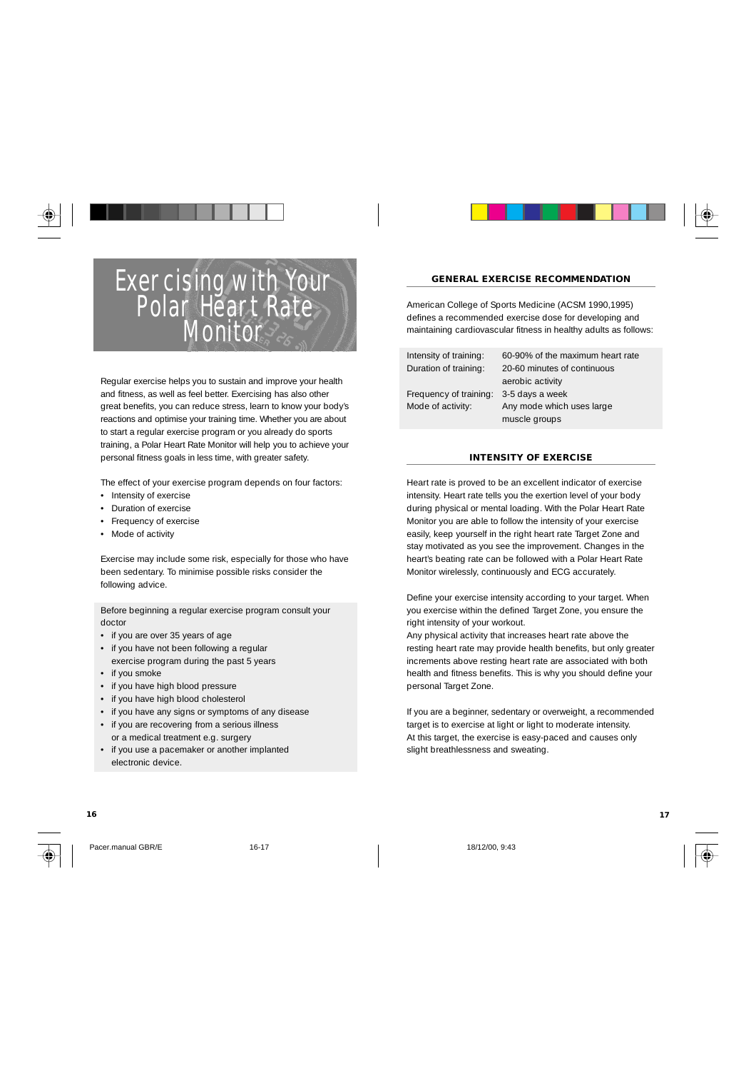# Exercising with Your Polar Heart Rate Monitor

Regular exercise helps you to sustain and improve your health and fitness, as well as feel better. Exercising has also other great benefits, you can reduce stress, learn to know your body's reactions and optimise your training time. Whether you are about to start a regular exercise program or you already do sports training, a Polar Heart Rate Monitor will help you to achieve your personal fitness goals in less time, with greater safety.

The effect of your exercise program depends on four factors:

- Intensity of exercise
- Duration of exercise
- Frequency of exercise
- Mode of activity

Exercise may include some risk, especially for those who have been sedentary. To minimise possible risks consider the following advice.

Before beginning a regular exercise program consult your doctor

- if you are over 35 years of age
- if you have not been following a regular exercise program during the past 5 years
- if you smoke
- if you have high blood pressure
- if you have high blood cholesterol
- if you have any signs or symptoms of any disease
- if you are recovering from a serious illness or a medical treatment e.g. surgery
- if you use a pacemaker or another implanted electronic device.

## GENERAL EXERCISE RECOMMENDATION

American College of Sports Medicine (ACSM 1990,1995) defines a recommended exercise dose for developing and maintaining cardiovascular fitness in healthy adults as follows:

| | |
|---|---|
| Intensity of training: | 60-90% of the maximum heart rate |
| Duration of training: | 20-60 minutes of continuous aerobic activity |
| Frequency of training: | 3-5 days a week |
| Mode of activity: | Any mode which uses large muscle groups |

## INTENSITY OF EXERCISE

Heart rate is proved to be an excellent indicator of exercise intensity. Heart rate tells you the exertion level of your body during physical or mental loading. With the Polar Heart Rate Monitor you are able to follow the intensity of your exercise easily, keep yourself in the right heart rate Target Zone and stay motivated as you see the improvement. Changes in the heart's beating rate can be followed with a Polar Heart Rate Monitor wirelessly, continuously and ECG accurately.

Define your exercise intensity according to your target. When you exercise within the defined Target Zone, you ensure the right intensity of your workout.
Any physical activity that increases heart rate above the resting heart rate may provide health benefits, but only greater increments above resting heart rate are associated with both health and fitness benefits. This is why you should define your personal Target Zone.

If you are a beginner, sedentary or overweight, a recommended target is to exercise at light or light to moderate intensity. At this target, the exercise is easy-paced and causes only slight breathlessness and sweating.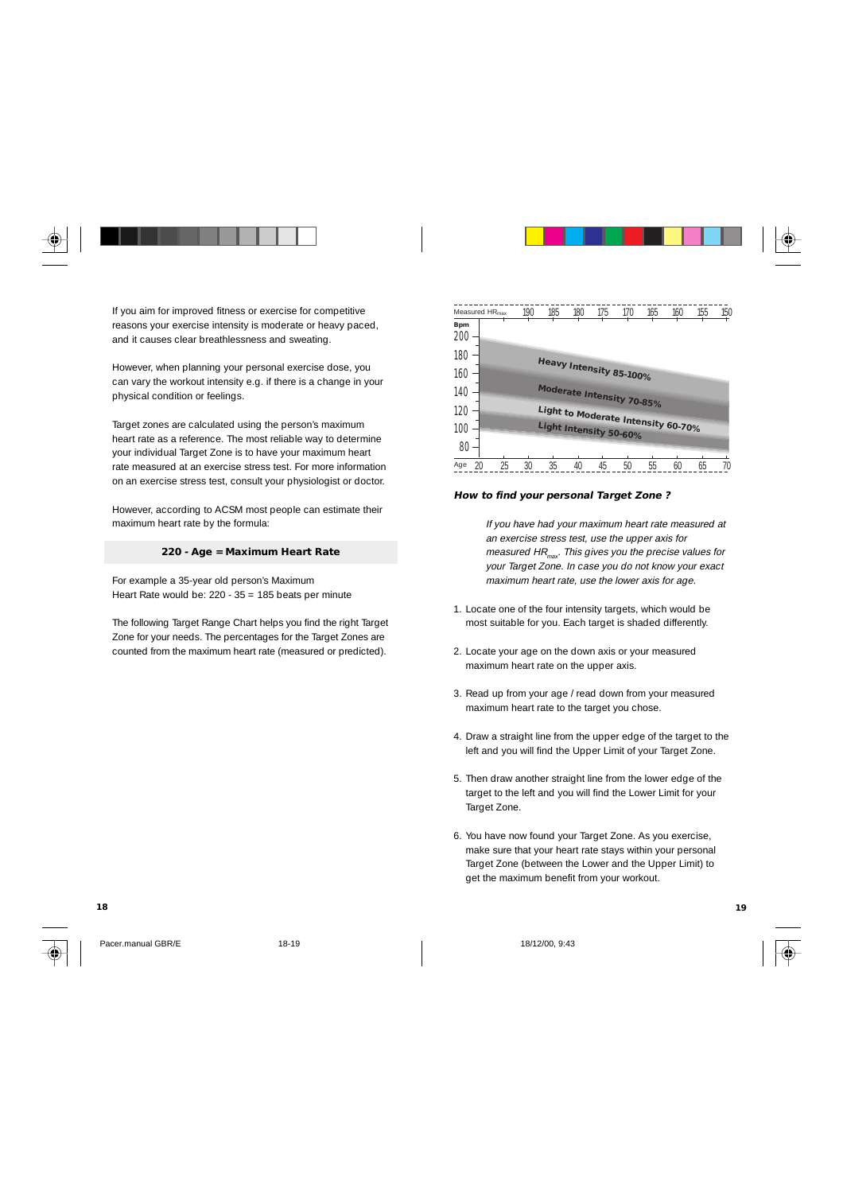If you aim for improved fitness or exercise for competitive reasons your exercise intensity is moderate or heavy paced, and it causes clear breathlessness and sweating.

However, when planning your personal exercise dose, you can vary the workout intensity e.g. if there is a change in your physical condition or feelings.

Target zones are calculated using the person's maximum heart rate as a reference. The most reliable way to determine your individual Target Zone is to have your maximum heart rate measured at an exercise stress test. For more information on an exercise stress test, consult your physiologist or doctor.

However, according to ACSM most people can estimate their maximum heart rate by the formula:

**220 - Age = Maximum Heart Rate**

For example a 35-year old person's Maximum Heart Rate would be: 220 - 35 = 185 beats per minute

The following Target Range Chart helps you find the right Target Zone for your needs. The percentages for the Target Zones are counted from the maximum heart rate (measured or predicted).

Measured $HR_{max}$: 190, 185, 180, 175, 170, 165, 160, 155, 150

Bpm: 200, 180, 160, 140, 120, 100, 80

Heavy Intensity 85-100%

Moderate Intensity 70-85%

Light to Moderate Intensity 60-70%

Light Intensity 50-60%

Age: 20, 25, 30, 35, 40, 45, 50, 55, 60, 65, 70

***How to find your personal Target Zone ?***

*If you have had your maximum heart rate measured at an exercise stress test, use the upper axis for measured $HR_{max}$. This gives you the precise values for your Target Zone. In case you do not know your exact maximum heart rate, use the lower axis for age.*

1. Locate one of the four intensity targets, which would be most suitable for you. Each target is shaded differently.
2. Locate your age on the down axis or your measured maximum heart rate on the upper axis.
3. Read up from your age / read down from your measured maximum heart rate to the target you chose.
4. Draw a straight line from the upper edge of the target to the left and you will find the Upper Limit of your Target Zone.
5. Then draw another straight line from the lower edge of the target to the left and you will find the Lower Limit for your Target Zone.
6. You have now found your Target Zone. As you exercise, make sure that your heart rate stays within your personal Target Zone (between the Lower and the Upper Limit) to get the maximum benefit from your workout.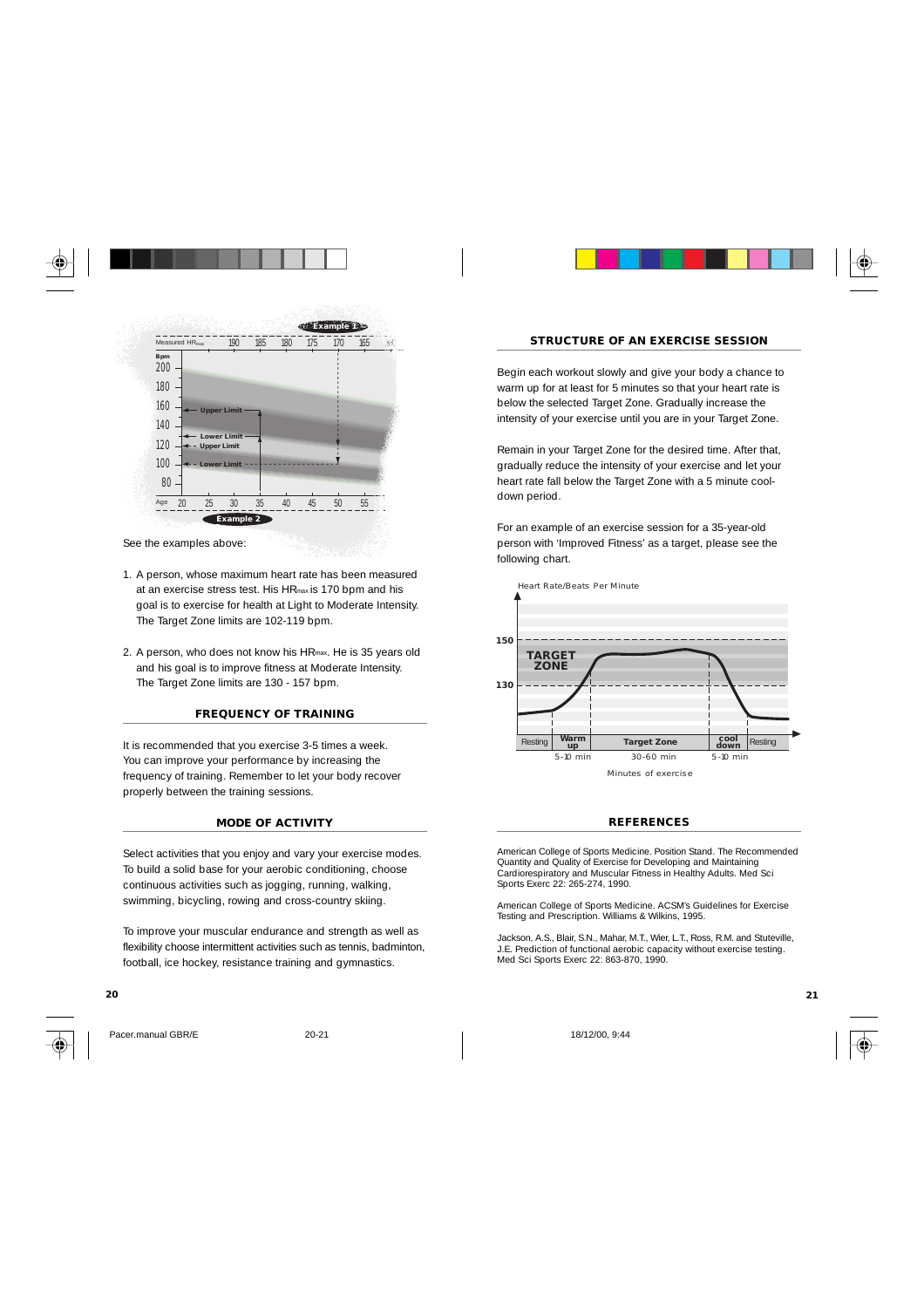See the examples above:

1. A person, whose maximum heart rate has been measured at an exercise stress test. His $HR_{max}$ is 170 bpm and his goal is to exercise for health at Light to Moderate Intensity. The Target Zone limits are 102-119 bpm.

2. A person, who does not know his $HR_{max}$. He is 35 years old and his goal is to improve fitness at Moderate Intensity. The Target Zone limits are 130 - 157 bpm.

## FREQUENCY OF TRAINING

It is recommended that you exercise 3-5 times a week. You can improve your performance by increasing the frequency of training. Remember to let your body recover properly between the training sessions.

## MODE OF ACTIVITY

Select activities that you enjoy and vary your exercise modes. To build a solid base for your aerobic conditioning, choose continuous activities such as jogging, running, walking, swimming, bicycling, rowing and cross-country skiing.

To improve your muscular endurance and strength as well as flexibility choose intermittent activities such as tennis, badminton, football, ice hockey, resistance training and gymnastics.

## STRUCTURE OF AN EXERCISE SESSION

Begin each workout slowly and give your body a chance to warm up for at least for 5 minutes so that your heart rate is below the selected Target Zone. Gradually increase the intensity of your exercise until you are in your Target Zone.

Remain in your Target Zone for the desired time. After that, gradually reduce the intensity of your exercise and let your heart rate fall below the Target Zone with a 5 minute cool-down period.

For an example of an exercise session for a 35-year-old person with 'Improved Fitness' as a target, please see the following chart.

## REFERENCES

American College of Sports Medicine. Position Stand. The Recommended Quantity and Quality of Exercise for Developing and Maintaining Cardiorespiratory and Muscular Fitness in Healthy Adults. Med Sci Sports Exerc 22: 265-274, 1990.

American College of Sports Medicine. ACSM's Guidelines for Exercise Testing and Prescription. Williams & Wilkins, 1995.

Jackson, A.S., Blair, S.N., Mahar, M.T., Wier, L.T., Ross, R.M. and Stuteville, J.E. Prediction of functional aerobic capacity without exercise testing. Med Sci Sports Exerc 22: 863-870, 1990.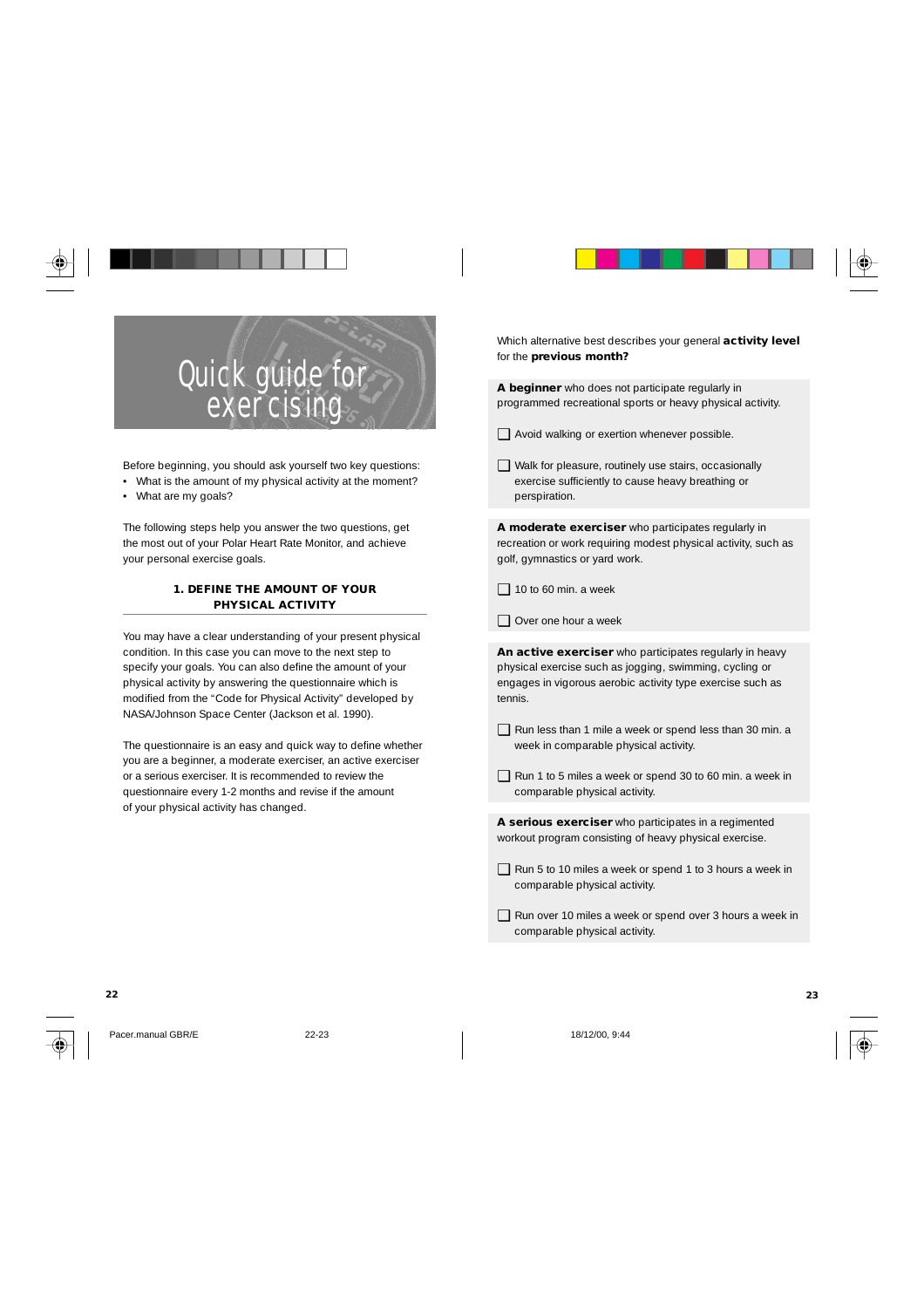# Quick guide for exercising

Before beginning, you should ask yourself two key questions:

- What is the amount of my physical activity at the moment?
- What are my goals?

The following steps help you answer the two questions, get the most out of your Polar Heart Rate Monitor, and achieve your personal exercise goals.

## 1. DEFINE THE AMOUNT OF YOUR PHYSICAL ACTIVITY

You may have a clear understanding of your present physical condition. In this case you can move to the next step to specify your goals. You can also define the amount of your physical activity by answering the questionnaire which is modified from the "Code for Physical Activity" developed by NASA/Johnson Space Center (Jackson et al. 1990).

The questionnaire is an easy and quick way to define whether you are a beginner, a moderate exerciser, an active exerciser or a serious exerciser. It is recommended to review the questionnaire every 1-2 months and revise if the amount of your physical activity has changed.

Which alternative best describes your general **activity level** for the **previous month?**

**A beginner** who does not participate regularly in programmed recreational sports or heavy physical activity.

- [ ] Avoid walking or exertion whenever possible.
- [ ] Walk for pleasure, routinely use stairs, occasionally exercise sufficiently to cause heavy breathing or perspiration.

**A moderate exerciser** who participates regularly in recreation or work requiring modest physical activity, such as golf, gymnastics or yard work.

- [ ] 10 to 60 min. a week
- [ ] Over one hour a week

**An active exerciser** who participates regularly in heavy physical exercise such as jogging, swimming, cycling or engages in vigorous aerobic activity type exercise such as tennis.

- [ ] Run less than 1 mile a week or spend less than 30 min. a week in comparable physical activity.
- [ ] Run 1 to 5 miles a week or spend 30 to 60 min. a week in comparable physical activity.

**A serious exerciser** who participates in a regimented workout program consisting of heavy physical exercise.

- [ ] Run 5 to 10 miles a week or spend 1 to 3 hours a week in comparable physical activity.
- [ ] Run over 10 miles a week or spend over 3 hours a week in comparable physical activity.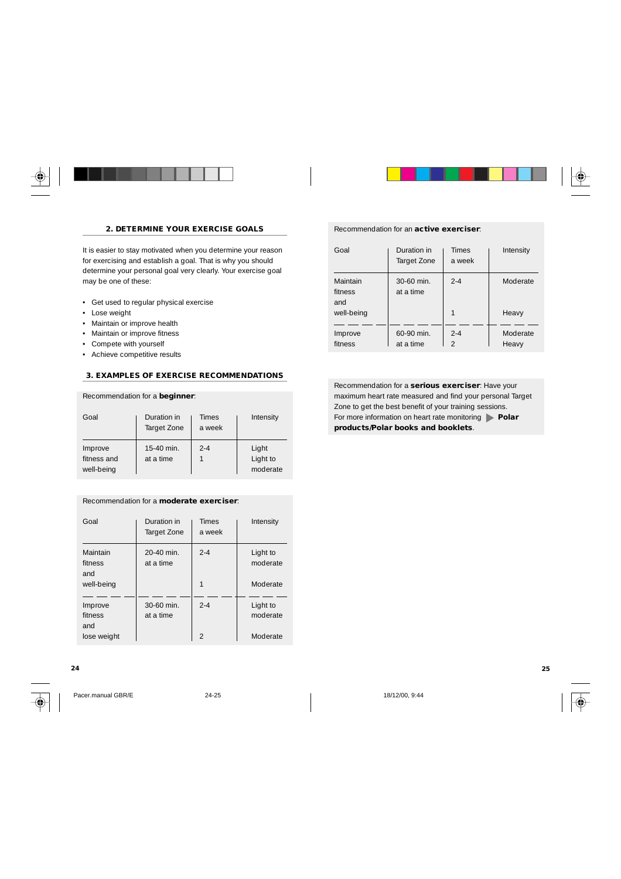## 2. DETERMINE YOUR EXERCISE GOALS

It is easier to stay motivated when you determine your reason for exercising and establish a goal. That is why you should determine your personal goal very clearly. Your exercise goal may be one of these:

- Get used to regular physical exercise
- Lose weight
- Maintain or improve health
- Maintain or improve fitness
- Compete with yourself
- Achieve competitive results

## 3. EXAMPLES OF EXERCISE RECOMMENDATIONS

Recommendation for a **beginner**:

| Goal | Duration in Target Zone | Times a week | Intensity |
|---|---|---|---|
| Improve fitness and well-being | 15-40 min. at a time | 2-4 | Light |
| | | 1 | Light to moderate |

Recommendation for a **moderate exerciser**:

| Goal | Duration in Target Zone | Times a week | Intensity |
|---|---|---|---|
| Maintain fitness and well-being | 20-40 min. at a time | 2-4 | Light to moderate |
| | | 1 | Moderate |
| Improve fitness and lose weight | 30-60 min. at a time | 2-4 | Light to moderate |
| | | 2 | Moderate |

Recommendation for an **active exerciser**:

| Goal | Duration in Target Zone | Times a week | Intensity |
|---|---|---|---|
| Maintain fitness and well-being | 30-60 min. at a time | 2-4 | Moderate |
| | | 1 | Heavy |
| Improve fitness | 60-90 min. at a time | 2-4 | Moderate |
| | | 2 | Heavy |

Recommendation for a **serious exerciser**: Have your maximum heart rate measured and find your personal Target Zone to get the best benefit of your training sessions. For more information on heart rate monitoring ▶ **Polar products/Polar books and booklets**.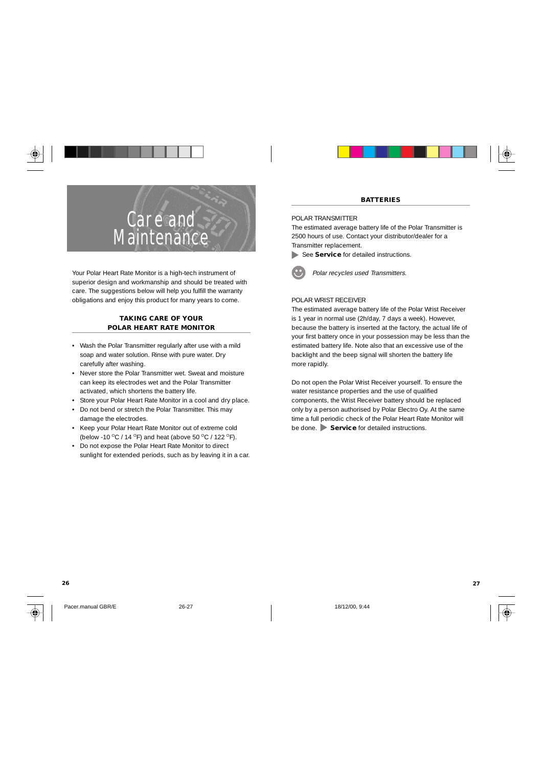# Care and Maintenance

Your Polar Heart Rate Monitor is a high-tech instrument of superior design and workmanship and should be treated with care. The suggestions below will help you fulfill the warranty obligations and enjoy this product for many years to come.

## TAKING CARE OF YOUR POLAR HEART RATE MONITOR

- Wash the Polar Transmitter regularly after use with a mild soap and water solution. Rinse with pure water. Dry carefully after washing.
- Never store the Polar Transmitter wet. Sweat and moisture can keep its electrodes wet and the Polar Transmitter activated, which shortens the battery life.
- Store your Polar Heart Rate Monitor in a cool and dry place.
- Do not bend or stretch the Polar Transmitter. This may damage the electrodes.
- Keep your Polar Heart Rate Monitor out of extreme cold (below -10 °C / 14 °F) and heat (above 50 °C / 122 °F).
- Do not expose the Polar Heart Rate Monitor to direct sunlight for extended periods, such as by leaving it in a car.

## BATTERIES

### POLAR TRANSMITTER

The estimated average battery life of the Polar Transmitter is 2500 hours of use. Contact your distributor/dealer for a Transmitter replacement.

▶ See **Service** for detailed instructions.

*Polar recycles used Transmitters.*

### POLAR WRIST RECEIVER

The estimated average battery life of the Polar Wrist Receiver is 1 year in normal use (2h/day, 7 days a week). However, because the battery is inserted at the factory, the actual life of your first battery once in your possession may be less than the estimated battery life. Note also that an excessive use of the backlight and the beep signal will shorten the battery life more rapidly.

Do not open the Polar Wrist Receiver yourself. To ensure the water resistance properties and the use of qualified components, the Wrist Receiver battery should be replaced only by a person authorised by Polar Electro Oy. At the same time a full periodic check of the Polar Heart Rate Monitor will be done. ▶ **Service** for detailed instructions.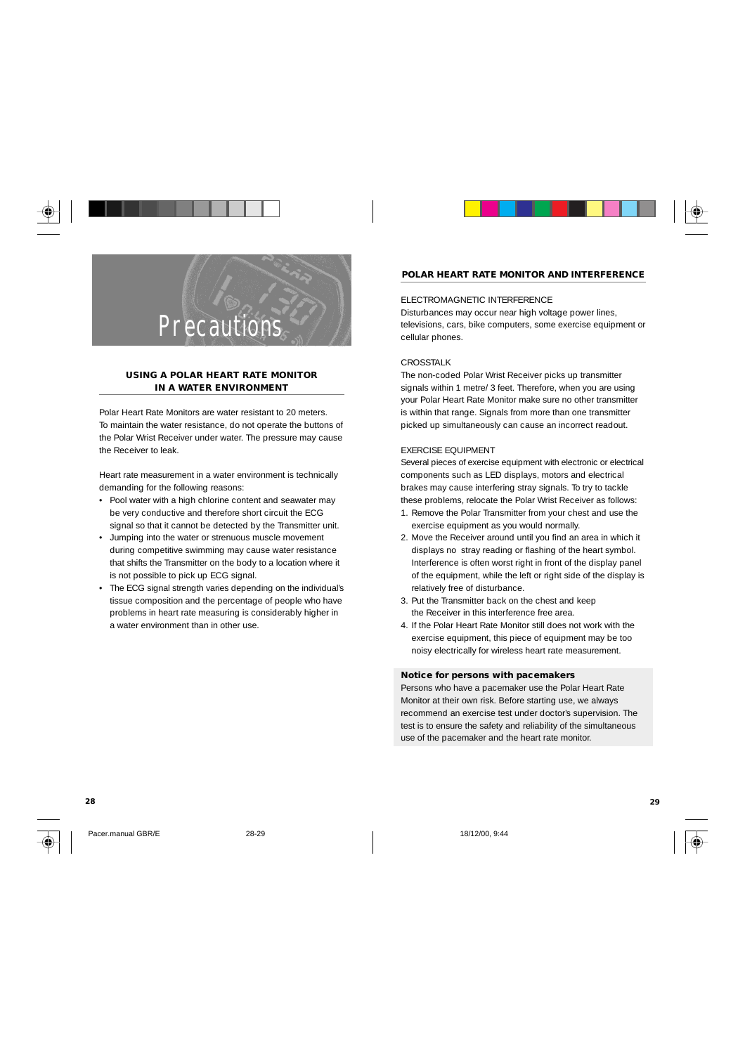# Precautions

## USING A POLAR HEART RATE MONITOR IN A WATER ENVIRONMENT

Polar Heart Rate Monitors are water resistant to 20 meters. To maintain the water resistance, do not operate the buttons of the Polar Wrist Receiver under water. The pressure may cause the Receiver to leak.

Heart rate measurement in a water environment is technically demanding for the following reasons:

- Pool water with a high chlorine content and seawater may be very conductive and therefore short circuit the ECG signal so that it cannot be detected by the Transmitter unit.
- Jumping into the water or strenuous muscle movement during competitive swimming may cause water resistance that shifts the Transmitter on the body to a location where it is not possible to pick up ECG signal.
- The ECG signal strength varies depending on the individual's tissue composition and the percentage of people who have problems in heart rate measuring is considerably higher in a water environment than in other use.

## POLAR HEART RATE MONITOR AND INTERFERENCE

ELECTROMAGNETIC INTERFERENCE

Disturbances may occur near high voltage power lines, televisions, cars, bike computers, some exercise equipment or cellular phones.

CROSSTALK

The non-coded Polar Wrist Receiver picks up transmitter signals within 1 metre/ 3 feet. Therefore, when you are using your Polar Heart Rate Monitor make sure no other transmitter is within that range. Signals from more than one transmitter picked up simultaneously can cause an incorrect readout.

EXERCISE EQUIPMENT

Several pieces of exercise equipment with electronic or electrical components such as LED displays, motors and electrical brakes may cause interfering stray signals. To try to tackle these problems, relocate the Polar Wrist Receiver as follows:

1. Remove the Polar Transmitter from your chest and use the exercise equipment as you would normally.
2. Move the Receiver around until you find an area in which it displays no stray reading or flashing of the heart symbol. Interference is often worst right in front of the display panel of the equipment, while the left or right side of the display is relatively free of disturbance.
3. Put the Transmitter back on the chest and keep the Receiver in this interference free area.
4. If the Polar Heart Rate Monitor still does not work with the exercise equipment, this piece of equipment may be too noisy electrically for wireless heart rate measurement.

**Notice for persons with pacemakers**

Persons who have a pacemaker use the Polar Heart Rate Monitor at their own risk. Before starting use, we always recommend an exercise test under doctor's supervision. The test is to ensure the safety and reliability of the simultaneous use of the pacemaker and the heart rate monitor.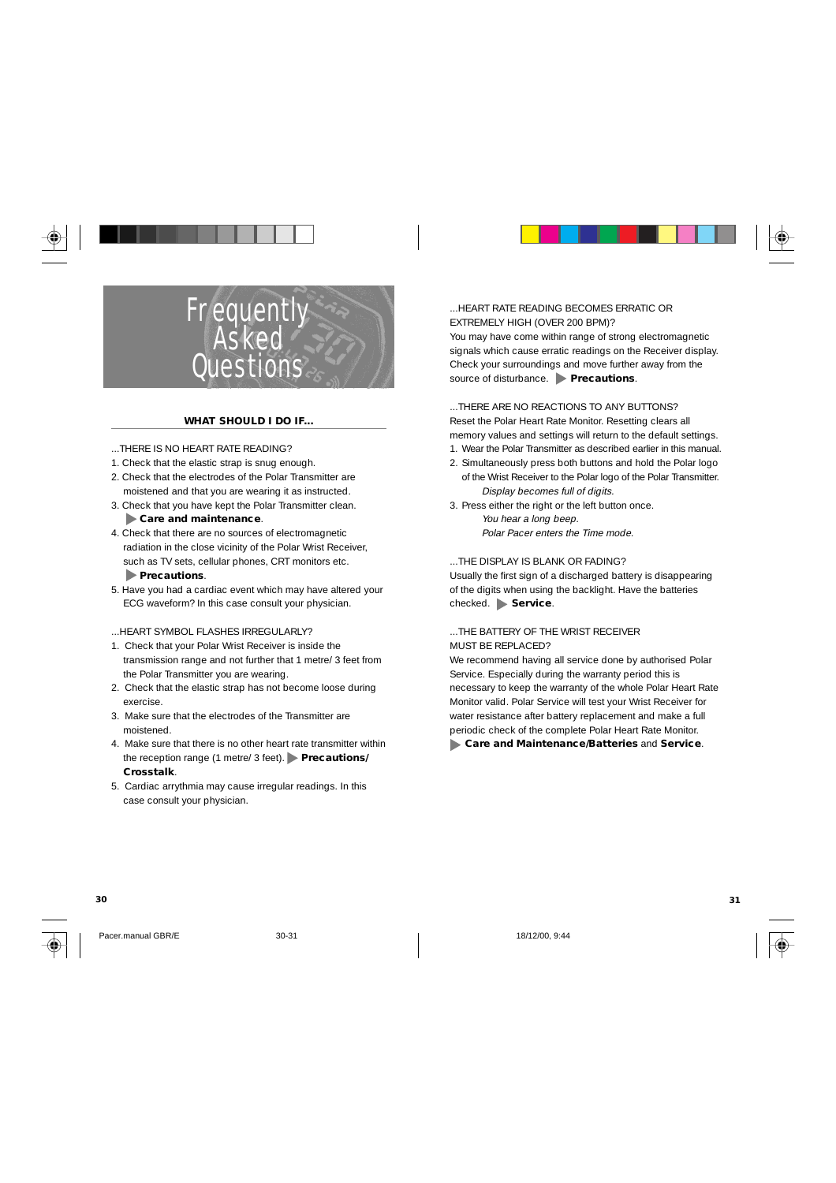# Frequently Asked Questions

## WHAT SHOULD I DO IF...

...THERE IS NO HEART RATE READING?

1. Check that the elastic strap is snug enough.
2. Check that the electrodes of the Polar Transmitter are moistened and that you are wearing it as instructed.
3. Check that you have kept the Polar Transmitter clean. ▶ **Care and maintenance**.
4. Check that there are no sources of electromagnetic radiation in the close vicinity of the Polar Wrist Receiver, such as TV sets, cellular phones, CRT monitors etc. ▶ **Precautions**.
5. Have you had a cardiac event which may have altered your ECG waveform? In this case consult your physician.

...HEART SYMBOL FLASHES IRREGULARLY?

1. Check that your Polar Wrist Receiver is inside the transmission range and not further that 1 metre/ 3 feet from the Polar Transmitter you are wearing.
2. Check that the elastic strap has not become loose during exercise.
3. Make sure that the electrodes of the Transmitter are moistened.
4. Make sure that there is no other heart rate transmitter within the reception range (1 metre/ 3 feet). ▶ **Precautions/ Crosstalk**.
5. Cardiac arrythmia may cause irregular readings. In this case consult your physician.

...HEART RATE READING BECOMES ERRATIC OR EXTREMELY HIGH (OVER 200 BPM)?

You may have come within range of strong electromagnetic signals which cause erratic readings on the Receiver display. Check your surroundings and move further away from the source of disturbance. ▶ **Precautions**.

...THERE ARE NO REACTIONS TO ANY BUTTONS?

Reset the Polar Heart Rate Monitor. Resetting clears all memory values and settings will return to the default settings.

1. Wear the Polar Transmitter as described earlier in this manual.
2. Simultaneously press both buttons and hold the Polar logo of the Wrist Receiver to the Polar logo of the Polar Transmitter.
   *Display becomes full of digits.*
3. Press either the right or the left button once.
   *You hear a long beep.*
   *Polar Pacer enters the Time mode.*

...THE DISPLAY IS BLANK OR FADING?

Usually the first sign of a discharged battery is disappearing of the digits when using the backlight. Have the batteries checked. ▶ **Service**.

...THE BATTERY OF THE WRIST RECEIVER MUST BE REPLACED?

We recommend having all service done by authorised Polar Service. Especially during the warranty period this is necessary to keep the warranty of the whole Polar Heart Rate Monitor valid. Polar Service will test your Wrist Receiver for water resistance after battery replacement and make a full periodic check of the complete Polar Heart Rate Monitor.
▶ **Care and Maintenance/Batteries** and **Service**.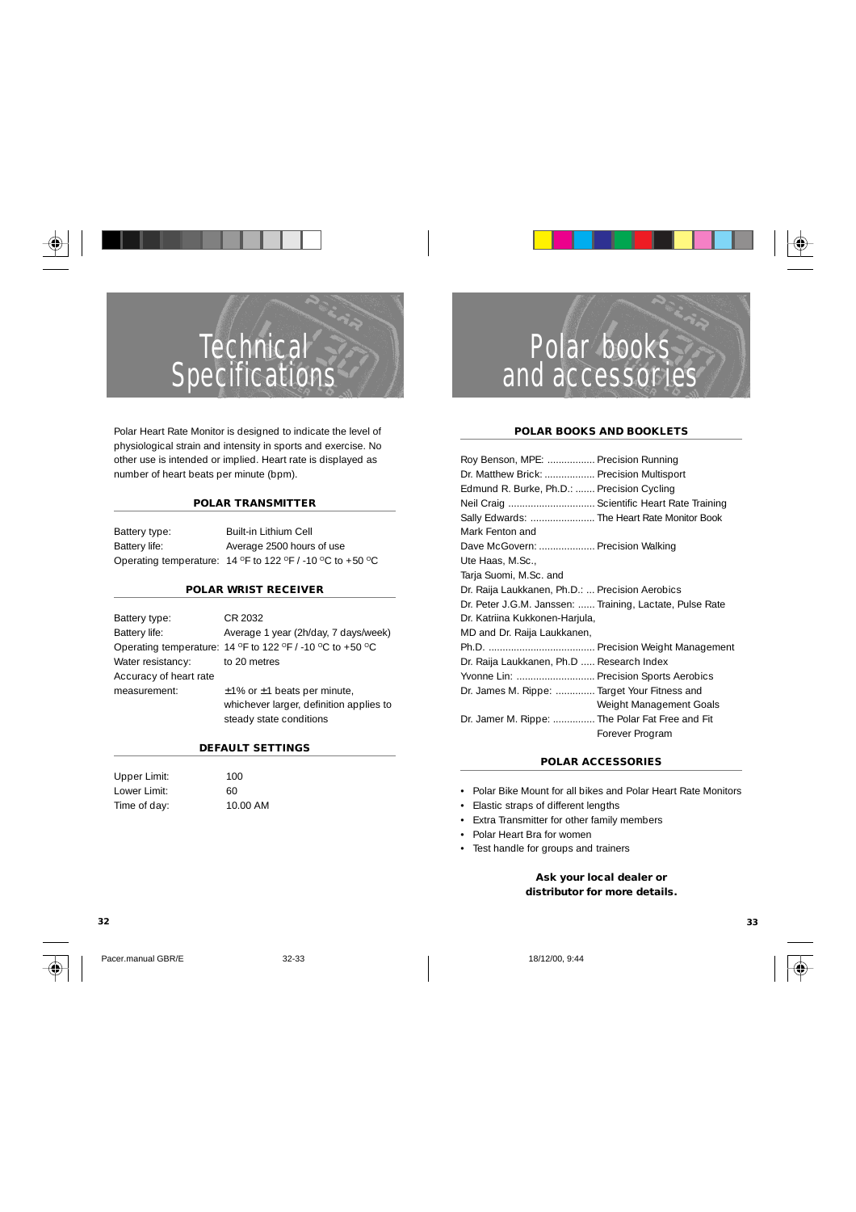# Technical Specifications

Polar Heart Rate Monitor is designed to indicate the level of physiological strain and intensity in sports and exercise. No other use is intended or implied. Heart rate is displayed as number of heart beats per minute (bpm).

### POLAR TRANSMITTER

| | |
|---|---|
| Battery type: | Built-in Lithium Cell |
| Battery life: | Average 2500 hours of use |
| Operating temperature: | 14 °F to 122 °F / -10 °C to +50 °C |

### POLAR WRIST RECEIVER

| | |
|---|---|
| Battery type: | CR 2032 |
| Battery life: | Average 1 year (2h/day, 7 days/week) |
| Operating temperature: | 14 °F to 122 °F / -10 °C to +50 °C |
| Water resistancy: | to 20 metres |
| Accuracy of heart rate measurement: | ±1% or ±1 beats per minute, whichever larger, definition applies to steady state conditions |

### DEFAULT SETTINGS

| | |
|---|---|
| Upper Limit: | 100 |
| Lower Limit: | 60 |
| Time of day: | 10.00 AM |

# Polar books and accessories

### POLAR BOOKS AND BOOKLETS

Roy Benson, MPE: ................. Precision Running
Dr. Matthew Brick: .................. Precision Multisport
Edmund R. Burke, Ph.D.: ....... Precision Cycling
Neil Craig ............................... Scientific Heart Rate Training
Sally Edwards: ....................... The Heart Rate Monitor Book
Mark Fenton and
Dave McGovern: .................... Precision Walking
Ute Haas, M.Sc.,
Tarja Suomi, M.Sc. and
Dr. Raija Laukkanen, Ph.D.: ... Precision Aerobics
Dr. Peter J.G.M. Janssen: ...... Training, Lactate, Pulse Rate
Dr. Katriina Kukkonen-Harjula,
MD and Dr. Raija Laukkanen,
Ph.D. ...................................... Precision Weight Management
Dr. Raija Laukkanen, Ph.D ..... Research Index
Yvonne Lin: ............................ Precision Sports Aerobics
Dr. James M. Rippe: .............. Target Your Fitness and Weight Management Goals
Dr. Jamer M. Rippe: ............... The Polar Fat Free and Fit Forever Program

### POLAR ACCESSORIES

- Polar Bike Mount for all bikes and Polar Heart Rate Monitors
- Elastic straps of different lengths
- Extra Transmitter for other family members
- Polar Heart Bra for women
- Test handle for groups and trainers

**Ask your local dealer or distributor for more details.**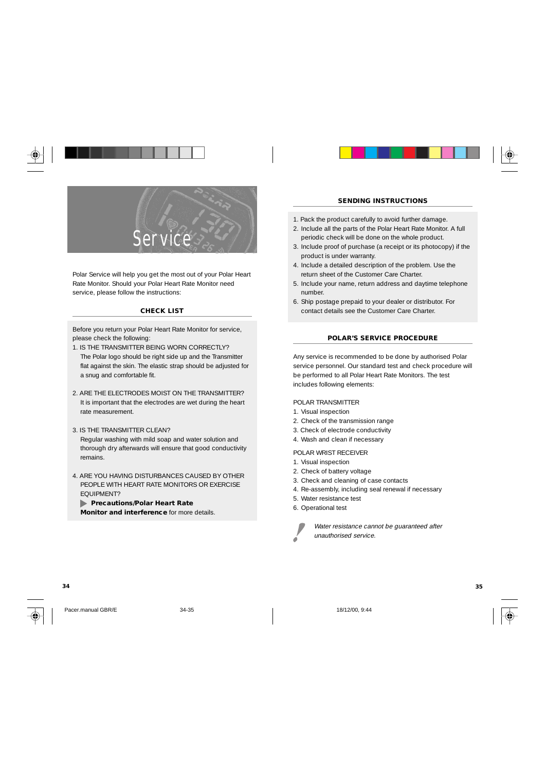# Service

Polar Service will help you get the most out of your Polar Heart Rate Monitor. Should your Polar Heart Rate Monitor need service, please follow the instructions:

## CHECK LIST

Before you return your Polar Heart Rate Monitor for service, please check the following:

1. IS THE TRANSMITTER BEING WORN CORRECTLY?
   The Polar logo should be right side up and the Transmitter flat against the skin. The elastic strap should be adjusted for a snug and comfortable fit.

2. ARE THE ELECTRODES MOIST ON THE TRANSMITTER?
   It is important that the electrodes are wet during the heart rate measurement.

3. IS THE TRANSMITTER CLEAN?
   Regular washing with mild soap and water solution and thorough dry afterwards will ensure that good conductivity remains.

4. ARE YOU HAVING DISTURBANCES CAUSED BY OTHER PEOPLE WITH HEART RATE MONITORS OR EXERCISE EQUIPMENT?
   ▶ **Precautions/Polar Heart Rate Monitor and interference** for more details.

## SENDING INSTRUCTIONS

1. Pack the product carefully to avoid further damage.
2. Include all the parts of the Polar Heart Rate Monitor. A full periodic check will be done on the whole product.
3. Include proof of purchase (a receipt or its photocopy) if the product is under warranty.
4. Include a detailed description of the problem. Use the return sheet of the Customer Care Charter.
5. Include your name, return address and daytime telephone number.
6. Ship postage prepaid to your dealer or distributor. For contact details see the Customer Care Charter.

## POLAR'S SERVICE PROCEDURE

Any service is recommended to be done by authorised Polar service personnel. Our standard test and check procedure will be performed to all Polar Heart Rate Monitors. The test includes following elements:

POLAR TRANSMITTER

1. Visual inspection
2. Check of the transmission range
3. Check of electrode conductivity
4. Wash and clean if necessary

POLAR WRIST RECEIVER

1. Visual inspection
2. Check of battery voltage
3. Check and cleaning of case contacts
4. Re-assembly, including seal renewal if necessary
5. Water resistance test
6. Operational test

*Water resistance cannot be guaranteed after unauthorised service.*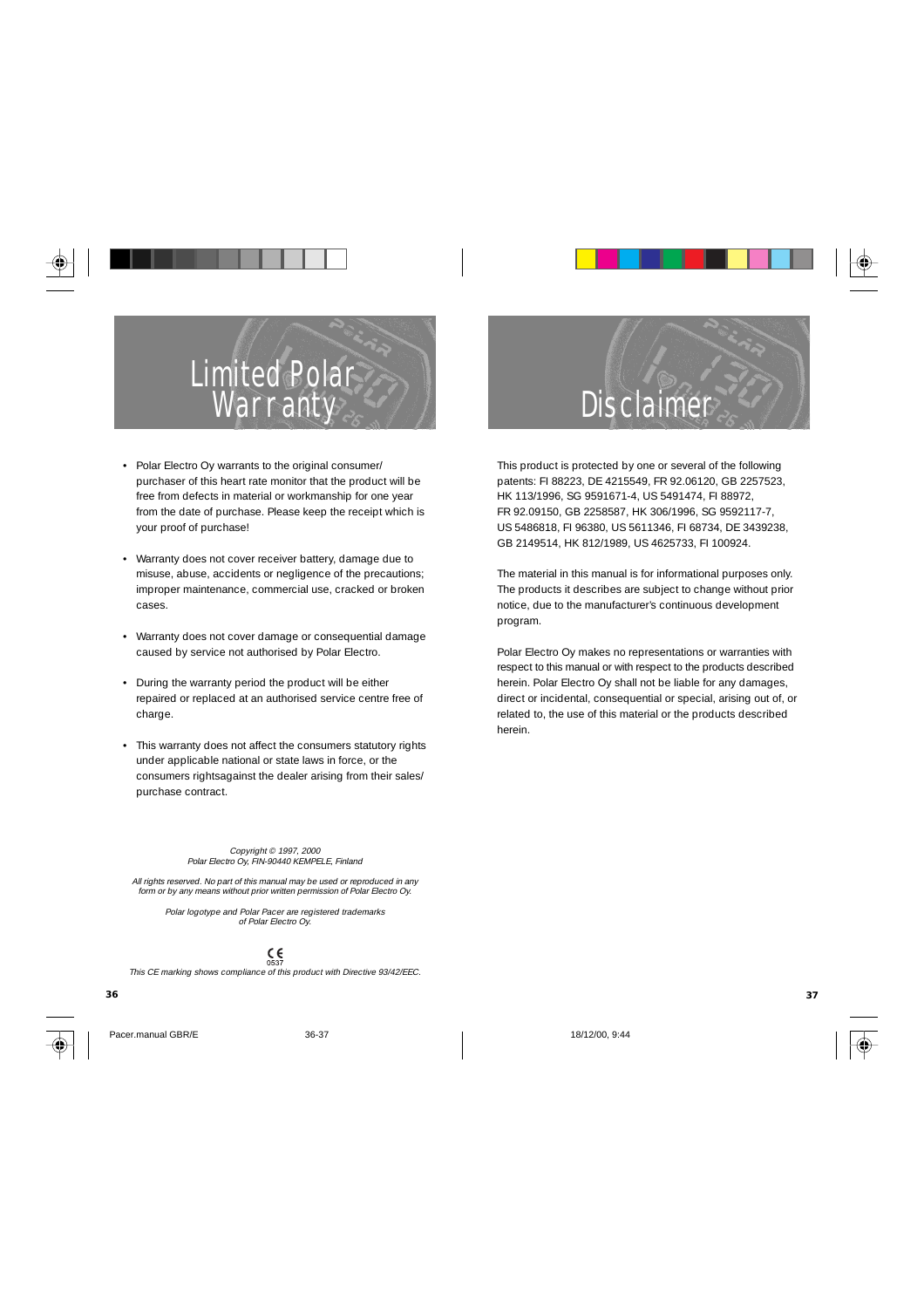# Limited Polar Warranty

- Polar Electro Oy warrants to the original consumer/purchaser of this heart rate monitor that the product will be free from defects in material or workmanship for one year from the date of purchase. Please keep the receipt which is your proof of purchase!
- Warranty does not cover receiver battery, damage due to misuse, abuse, accidents or negligence of the precautions; improper maintenance, commercial use, cracked or broken cases.
- Warranty does not cover damage or consequential damage caused by service not authorised by Polar Electro.
- During the warranty period the product will be either repaired or replaced at an authorised service centre free of charge.
- This warranty does not affect the consumers statutory rights under applicable national or state laws in force, or the consumers rightsagainst the dealer arising from their sales/purchase contract.

*Copyright © 1997, 2000*
*Polar Electro Oy, FIN-90440 KEMPELE, Finland*

*All rights reserved. No part of this manual may be used or reproduced in any form or by any means without prior written permission of Polar Electro Oy.*

*Polar logotype and Polar Pacer are registered trademarks of Polar Electro Oy.*

CE 0537

*This CE marking shows compliance of this product with Directive 93/42/EEC.*

# Disclaimer

This product is protected by one or several of the following patents: FI 88223, DE 4215549, FR 92.06120, GB 2257523, HK 113/1996, SG 9591671-4, US 5491474, FI 88972, FR 92.09150, GB 2258587, HK 306/1996, SG 9592117-7, US 5486818, FI 96380, US 5611346, FI 68734, DE 3439238, GB 2149514, HK 812/1989, US 4625733, FI 100924.

The material in this manual is for informational purposes only. The products it describes are subject to change without prior notice, due to the manufacturer's continuous development program.

Polar Electro Oy makes no representations or warranties with respect to this manual or with respect to the products described herein. Polar Electro Oy shall not be liable for any damages, direct or incidental, consequential or special, arising out of, or related to, the use of this material or the products described herein.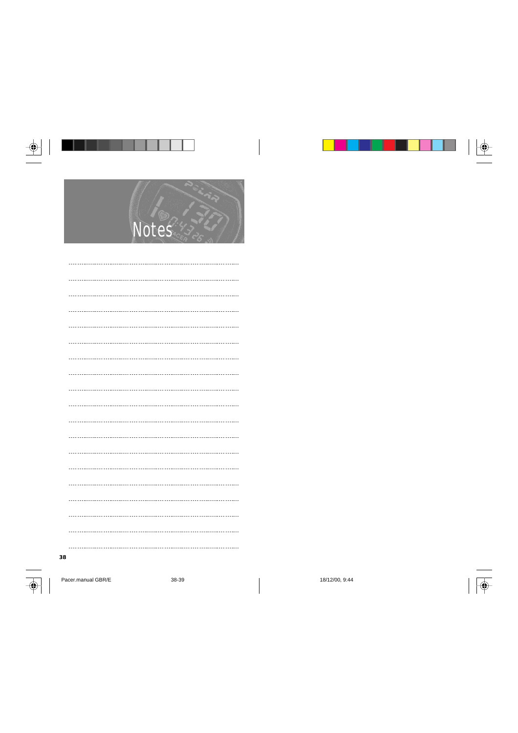# Notes

........................................................................................................

........................................................................................................

........................................................................................................

........................................................................................................

........................................................................................................

........................................................................................................

........................................................................................................

........................................................................................................

........................................................................................................

........................................................................................................

........................................................................................................

........................................................................................................

........................................................................................................

........................................................................................................

........................................................................................................

........................................................................................................

........................................................................................................

........................................................................................................

........................................................................................................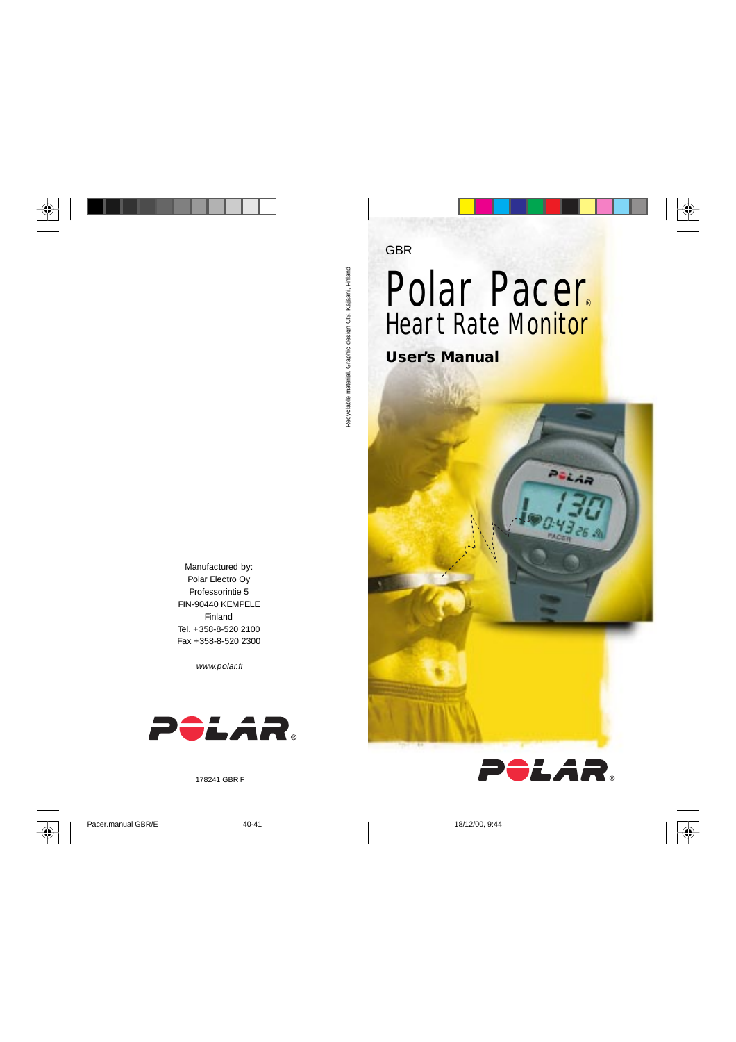Manufactured by:
Polar Electro Oy
Professorintie 5
FIN-90440 KEMPELE
Finland
Tel. +358-8-520 2100
Fax +358-8-520 2300

*www.polar.fi*

POLAR®

178241 GBR F

Recyclable material. Graphic design CIS, Kajaani, Finland

GBR

# Polar Pacer® Heart Rate Monitor

## User's Manual

POLAR®